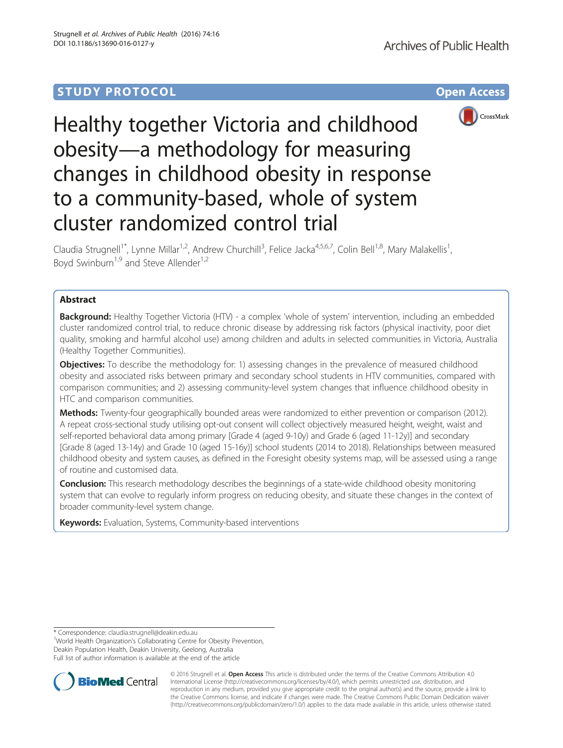STUDY PROTOCOL

Open Access

# Healthy together Victoria and childhood obesity—a methodology for measuring changes in childhood obesity in response to a community-based, whole of system cluster randomized control trial

Claudia Strugnell[1*], Lynne Millar[1,2], Andrew Churchill[3], Felice Jacka[4,5,6,7], Colin Bell[1,8], Mary Malakellis[1], Boyd Swinburn[1,9] and Steve Allender[1,2]

## Abstract

**Background:** Healthy Together Victoria (HTV) - a complex 'whole of system' intervention, including an embedded cluster randomized control trial, to reduce chronic disease by addressing risk factors (physical inactivity, poor diet quality, smoking and harmful alcohol use) among children and adults in selected communities in Victoria, Australia (Healthy Together Communities).

**Objectives:** To describe the methodology for: 1) assessing changes in the prevalence of measured childhood obesity and associated risks between primary and secondary school students in HTV communities, compared with comparison communities; and 2) assessing community-level system changes that influence childhood obesity in HTC and comparison communities.

**Methods:** Twenty-four geographically bounded areas were randomized to either prevention or comparison (2012). A repeat cross-sectional study utilising opt-out consent will collect objectively measured height, weight, waist and self-reported behavioral data among primary [Grade 4 (aged 9-10y) and Grade 6 (aged 11-12y)] and secondary [Grade 8 (aged 13-14y) and Grade 10 (aged 15-16y)] school students (2014 to 2018). Relationships between measured childhood obesity and system causes, as defined in the Foresight obesity systems map, will be assessed using a range of routine and customised data.

**Conclusion:** This research methodology describes the beginnings of a state-wide childhood obesity monitoring system that can evolve to regularly inform progress on reducing obesity, and situate these changes in the context of broader community-level system change.

**Keywords:** Evaluation, Systems, Community-based interventions

* Correspondence: claudia.strugnell@deakin.edu.au
[1]World Health Organization's Collaborating Centre for Obesity Prevention, Deakin Population Health, Deakin University, Geelong, Australia
Full list of author information is available at the end of the article

© 2016 Strugnell et al. **Open Access** This article is distributed under the terms of the Creative Commons Attribution 4.0 International License (http://creativecommons.org/licenses/by/4.0/), which permits unrestricted use, distribution, and reproduction in any medium, provided you give appropriate credit to the original author(s) and the source, provide a link to the Creative Commons license, and indicate if changes were made. The Creative Commons Public Domain Dedication waiver (http://creativecommons.org/publicdomain/zero/1.0/) applies to the data made available in this article, unless otherwise stated.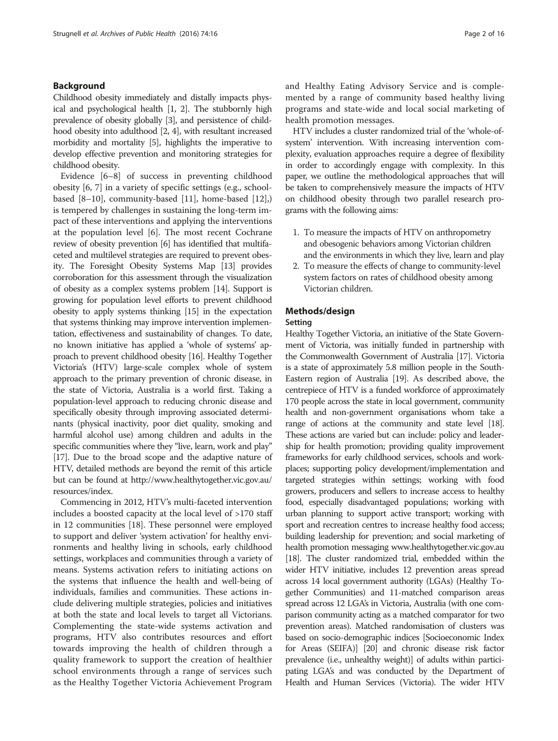## Background

Childhood obesity immediately and distally impacts physical and psychological health [1, 2]. The stubbornly high prevalence of obesity globally [3], and persistence of childhood obesity into adulthood [2, 4], with resultant increased morbidity and mortality [5], highlights the imperative to develop effective prevention and monitoring strategies for childhood obesity.

Evidence [6–8] of success in preventing childhood obesity [6, 7] in a variety of specific settings (e.g., school-based [8–10], community-based [11], home-based [12],) is tempered by challenges in sustaining the long-term impact of these interventions and applying the interventions at the population level [6]. The most recent Cochrane review of obesity prevention [6] has identified that multifaceted and multilevel strategies are required to prevent obesity. The Foresight Obesity Systems Map [13] provides corroboration for this assessment through the visualization of obesity as a complex systems problem [14]. Support is growing for population level efforts to prevent childhood obesity to apply systems thinking [15] in the expectation that systems thinking may improve intervention implementation, effectiveness and sustainability of changes. To date, no known initiative has applied a 'whole of systems' approach to prevent childhood obesity [16]. Healthy Together Victoria's (HTV) large-scale complex whole of system approach to the primary prevention of chronic disease, in the state of Victoria, Australia is a world first. Taking a population-level approach to reducing chronic disease and specifically obesity through improving associated determinants (physical inactivity, poor diet quality, smoking and harmful alcohol use) among children and adults in the specific communities where they "live, learn, work and play" [17]. Due to the broad scope and the adaptive nature of HTV, detailed methods are beyond the remit of this article but can be found at http://www.healthytogether.vic.gov.au/resources/index.

Commencing in 2012, HTV's multi-faceted intervention includes a boosted capacity at the local level of >170 staff in 12 communities [18]. These personnel were employed to support and deliver 'system activation' for healthy environments and healthy living in schools, early childhood settings, workplaces and communities through a variety of means. Systems activation refers to initiating actions on the systems that influence the health and well-being of individuals, families and communities. These actions include delivering multiple strategies, policies and initiatives at both the state and local levels to target all Victorians. Complementing the state-wide systems activation and programs, HTV also contributes resources and effort towards improving the health of children through a quality framework to support the creation of healthier school environments through a range of services such as the Healthy Together Victoria Achievement Program and Healthy Eating Advisory Service and is complemented by a range of community based healthy living programs and state-wide and local social marketing of health promotion messages.

HTV includes a cluster randomized trial of the 'whole-of-system' intervention. With increasing intervention complexity, evaluation approaches require a degree of flexibility in order to accordingly engage with complexity. In this paper, we outline the methodological approaches that will be taken to comprehensively measure the impacts of HTV on childhood obesity through two parallel research programs with the following aims:

1. To measure the impacts of HTV on anthropometry and obesogenic behaviors among Victorian children and the environments in which they live, learn and play
2. To measure the effects of change to community-level system factors on rates of childhood obesity among Victorian children.

## Methods/design

### Setting

Healthy Together Victoria, an initiative of the State Government of Victoria, was initially funded in partnership with the Commonwealth Government of Australia [17]. Victoria is a state of approximately 5.8 million people in the South-Eastern region of Australia [19]. As described above, the centrepiece of HTV is a funded workforce of approximately 170 people across the state in local government, community health and non-government organisations whom take a range of actions at the community and state level [18]. These actions are varied but can include: policy and leadership for health promotion; providing quality improvement frameworks for early childhood services, schools and workplaces; supporting policy development/implementation and targeted strategies within settings; working with food growers, producers and sellers to increase access to healthy food, especially disadvantaged populations; working with urban planning to support active transport; working with sport and recreation centres to increase healthy food access; building leadership for prevention; and social marketing of health promotion messaging www.healthytogether.vic.gov.au [18]. The cluster randomized trial, embedded within the wider HTV initiative, includes 12 prevention areas spread across 14 local government authority (LGAs) (Healthy Together Communities) and 11-matched comparison areas spread across 12 LGA's in Victoria, Australia (with one comparison community acting as a matched comparator for two prevention areas). Matched randomisation of clusters was based on socio-demographic indices [Socioeconomic Index for Areas (SEIFA)] [20] and chronic disease risk factor prevalence (i.e., unhealthy weight)] of adults within participating LGA's and was conducted by the Department of Health and Human Services (Victoria). The wider HTV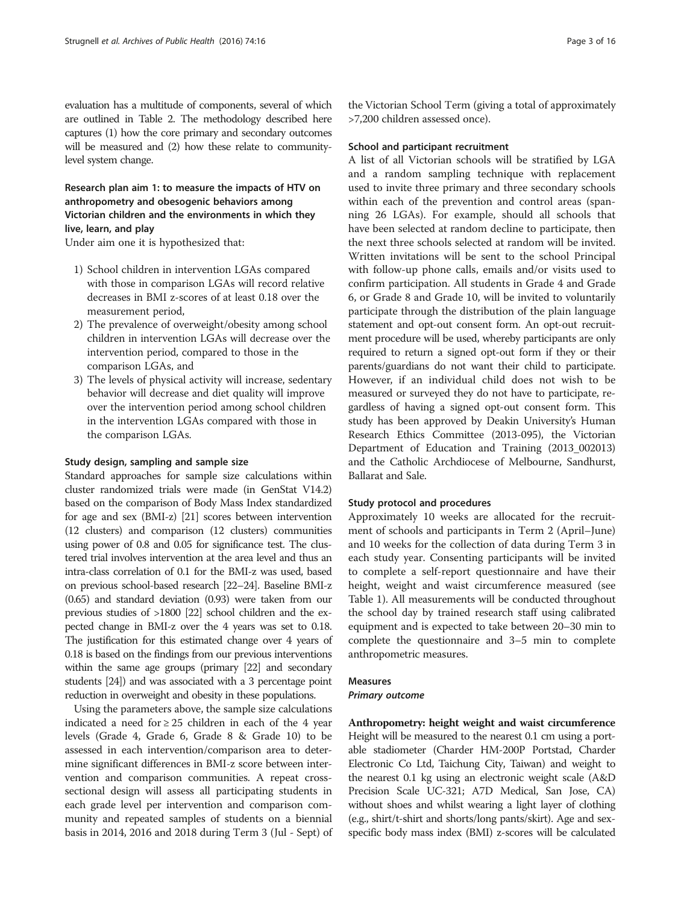evaluation has a multitude of components, several of which are outlined in Table 2. The methodology described here captures (1) how the core primary and secondary outcomes will be measured and (2) how these relate to community-level system change.

### Research plan aim 1: to measure the impacts of HTV on anthropometry and obesogenic behaviors among Victorian children and the environments in which they live, learn, and play

Under aim one it is hypothesized that:

1) School children in intervention LGAs compared with those in comparison LGAs will record relative decreases in BMI z-scores of at least 0.18 over the measurement period,
2) The prevalence of overweight/obesity among school children in intervention LGAs will decrease over the intervention period, compared to those in the comparison LGAs, and
3) The levels of physical activity will increase, sedentary behavior will decrease and diet quality will improve over the intervention period among school children in the intervention LGAs compared with those in the comparison LGAs.

#### Study design, sampling and sample size

Standard approaches for sample size calculations within cluster randomized trials were made (in GenStat V14.2) based on the comparison of Body Mass Index standardized for age and sex (BMI-z) [21] scores between intervention (12 clusters) and comparison (12 clusters) communities using power of 0.8 and 0.05 for significance test. The clustered trial involves intervention at the area level and thus an intra-class correlation of 0.1 for the BMI-z was used, based on previous school-based research [22–24]. Baseline BMI-z (0.65) and standard deviation (0.93) were taken from our previous studies of >1800 [22] school children and the expected change in BMI-z over the 4 years was set to 0.18. The justification for this estimated change over 4 years of 0.18 is based on the findings from our previous interventions within the same age groups (primary [22] and secondary students [24]) and was associated with a 3 percentage point reduction in overweight and obesity in these populations.

Using the parameters above, the sample size calculations indicated a need for ≥ 25 children in each of the 4 year levels (Grade 4, Grade 6, Grade 8 & Grade 10) to be assessed in each intervention/comparison area to determine significant differences in BMI-z score between intervention and comparison communities. A repeat cross-sectional design will assess all participating students in each grade level per intervention and comparison community and repeated samples of students on a biennial basis in 2014, 2016 and 2018 during Term 3 (Jul - Sept) of the Victorian School Term (giving a total of approximately >7,200 children assessed once).

#### School and participant recruitment

A list of all Victorian schools will be stratified by LGA and a random sampling technique with replacement used to invite three primary and three secondary schools within each of the prevention and control areas (spanning 26 LGAs). For example, should all schools that have been selected at random decline to participate, then the next three schools selected at random will be invited. Written invitations will be sent to the school Principal with follow-up phone calls, emails and/or visits used to confirm participation. All students in Grade 4 and Grade 6, or Grade 8 and Grade 10, will be invited to voluntarily participate through the distribution of the plain language statement and opt-out consent form. An opt-out recruitment procedure will be used, whereby participants are only required to return a signed opt-out form if they or their parents/guardians do not want their child to participate. However, if an individual child does not wish to be measured or surveyed they do not have to participate, regardless of having a signed opt-out consent form. This study has been approved by Deakin University's Human Research Ethics Committee (2013-095), the Victorian Department of Education and Training (2013_002013) and the Catholic Archdiocese of Melbourne, Sandhurst, Ballarat and Sale.

#### Study protocol and procedures

Approximately 10 weeks are allocated for the recruitment of schools and participants in Term 2 (April–June) and 10 weeks for the collection of data during Term 3 in each study year. Consenting participants will be invited to complete a self-report questionnaire and have their height, weight and waist circumference measured (see Table 1). All measurements will be conducted throughout the school day by trained research staff using calibrated equipment and is expected to take between 20–30 min to complete the questionnaire and 3–5 min to complete anthropometric measures.

#### Measures

##### *Primary outcome*

**Anthropometry: height weight and waist circumference** Height will be measured to the nearest 0.1 cm using a portable stadiometer (Charder HM-200P Portstad, Charder Electronic Co Ltd, Taichung City, Taiwan) and weight to the nearest 0.1 kg using an electronic weight scale (A&D Precision Scale UC-321; A7D Medical, San Jose, CA) without shoes and whilst wearing a light layer of clothing (e.g., shirt/t-shirt and shorts/long pants/skirt). Age and sex-specific body mass index (BMI) z-scores will be calculated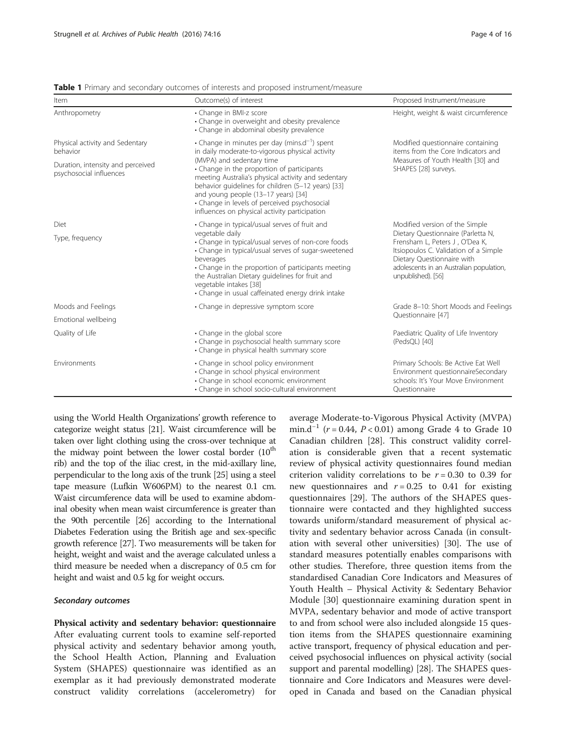**Table 1** Primary and secondary outcomes of interests and proposed instrument/measure

| Item | Outcome(s) of interest | Proposed Instrument/measure |
| --- | --- | --- |
| Anthropometry | • Change in BMI-z score<br>• Change in overweight and obesity prevalence<br>• Change in abdominal obesity prevalence | Height, weight & waist circumference |
| Physical activity and Sedentary behavior<br><br>Duration, intensity and perceived psychosocial influences | • Change in minutes per day (mins.d$^{-1}$) spent in daily moderate-to-vigorous physical activity (MVPA) and sedentary time<br>• Change in the proportion of participants meeting Australia's physical activity and sedentary behavior guidelines for children (5–12 years) [33] and young people (13–17 years) [34]<br>• Change in levels of perceived psychosocial influences on physical activity participation | Modified questionnaire containing items from the Core Indicators and Measures of Youth Health [30] and SHAPES [28] surveys. |
| Diet<br><br>Type, frequency | • Change in typical/usual serves of fruit and vegetable daily<br>• Change in typical/usual serves of non-core foods<br>• Change in typical/usual serves of sugar-sweetened beverages<br>• Change in the proportion of participants meeting the Australian Dietary guidelines for fruit and vegetable intakes [38]<br>• Change in usual caffeinated energy drink intake | Modified version of the Simple Dietary Questionnaire (Parletta N, Frensham L, Peters J , O'Dea K, Itsiopoulos C. Validation of a Simple Dietary Questionnaire with adolescents in an Australian population, unpublished). [56] |
| Moods and Feelings<br><br>Emotional wellbeing | • Change in depressive symptom score | Grade 8–10: Short Moods and Feelings Questionnaire [47] |
| Quality of Life | • Change in the global score<br>• Change in psychosocial health summary score<br>• Change in physical health summary score | Paediatric Quality of Life Inventory (PedsQL) [40] |
| Environments | • Change in school policy environment<br>• Change in school physical environment<br>• Change in school economic environment<br>• Change in school socio-cultural environment | Primary Schools: Be Active Eat Well Environment questionnaireSecondary schools: It's Your Move Environment Questionnaire |

using the World Health Organizations' growth reference to categorize weight status [21]. Waist circumference will be taken over light clothing using the cross-over technique at the midway point between the lower costal border (10$^{th}$ rib) and the top of the iliac crest, in the mid-axillary line, perpendicular to the long axis of the trunk [25] using a steel tape measure (Lufkin W606PM) to the nearest 0.1 cm. Waist circumference data will be used to examine abdominal obesity when mean waist circumference is greater than the 90th percentile [26] according to the International Diabetes Federation using the British age and sex-specific growth reference [27]. Two measurements will be taken for height, weight and waist and the average calculated unless a third measure be needed when a discrepancy of 0.5 cm for height and waist and 0.5 kg for weight occurs.

#### *Secondary outcomes*

**Physical activity and sedentary behavior: questionnaire** After evaluating current tools to examine self-reported physical activity and sedentary behavior among youth, the School Health Action, Planning and Evaluation System (SHAPES) questionnaire was identified as an exemplar as it had previously demonstrated moderate construct validity correlations (accelerometry) for average Moderate-to-Vigorous Physical Activity (MVPA) min.d$^{-1}$ ($r = 0.44$, $P < 0.01$) among Grade 4 to Grade 10 Canadian children [28]. This construct validity correlation is considerable given that a recent systematic review of physical activity questionnaires found median criterion validity correlations to be $r = 0.30$ to 0.39 for new questionnaires and $r = 0.25$ to 0.41 for existing questionnaires [29]. The authors of the SHAPES questionnaire were contacted and they highlighted success towards uniform/standard measurement of physical activity and sedentary behavior across Canada (in consultation with several other universities) [30]. The use of standard measures potentially enables comparisons with other studies. Therefore, three question items from the standardised Canadian Core Indicators and Measures of Youth Health – Physical Activity & Sedentary Behavior Module [30] questionnaire examining duration spent in MVPA, sedentary behavior and mode of active transport to and from school were also included alongside 15 question items from the SHAPES questionnaire examining active transport, frequency of physical education and perceived psychosocial influences on physical activity (social support and parental modelling) [28]. The SHAPES questionnaire and Core Indicators and Measures were developed in Canada and based on the Canadian physical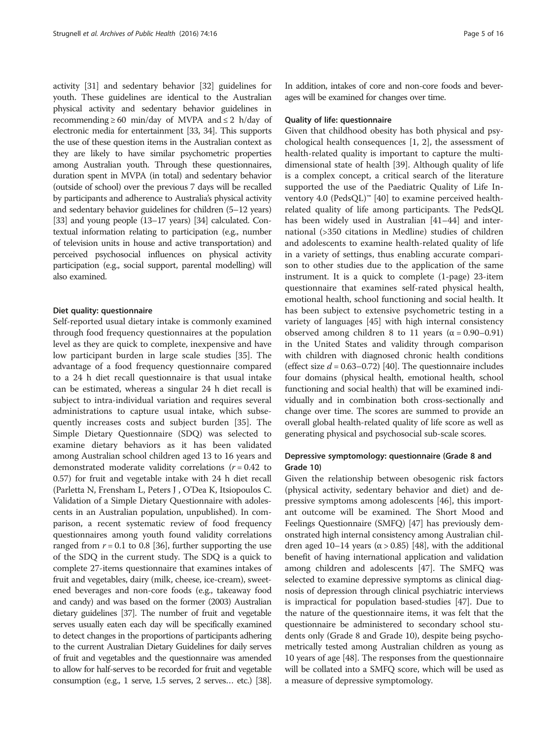activity [31] and sedentary behavior [32] guidelines for youth. These guidelines are identical to the Australian physical activity and sedentary behavior guidelines in recommending ≥ 60 min/day of MVPA and ≤ 2 h/day of electronic media for entertainment [33, 34]. This supports the use of these question items in the Australian context as they are likely to have similar psychometric properties among Australian youth. Through these questionnaires, duration spent in MVPA (in total) and sedentary behavior (outside of school) over the previous 7 days will be recalled by participants and adherence to Australia's physical activity and sedentary behavior guidelines for children (5–12 years) [33] and young people (13–17 years) [34] calculated. Contextual information relating to participation (e.g., number of television units in house and active transportation) and perceived psychosocial influences on physical activity participation (e.g., social support, parental modelling) will also examined.

#### Diet quality: questionnaire

Self-reported usual dietary intake is commonly examined through food frequency questionnaires at the population level as they are quick to complete, inexpensive and have low participant burden in large scale studies [35]. The advantage of a food frequency questionnaire compared to a 24 h diet recall questionnaire is that usual intake can be estimated, whereas a singular 24 h diet recall is subject to intra-individual variation and requires several administrations to capture usual intake, which subsequently increases costs and subject burden [35]. The Simple Dietary Questionnaire (SDQ) was selected to examine dietary behaviors as it has been validated among Australian school children aged 13 to 16 years and demonstrated moderate validity correlations ($r = 0.42$ to 0.57) for fruit and vegetable intake with 24 h diet recall (Parletta N, Frensham L, Peters J , O'Dea K, Itsiopoulos C. Validation of a Simple Dietary Questionnaire with adolescents in an Australian population, unpublished). In comparison, a recent systematic review of food frequency questionnaires among youth found validity correlations ranged from $r = 0.1$ to 0.8 [36], further supporting the use of the SDQ in the current study. The SDQ is a quick to complete 27-items questionnaire that examines intakes of fruit and vegetables, dairy (milk, cheese, ice-cream), sweetened beverages and non-core foods (e.g., takeaway food and candy) and was based on the former (2003) Australian dietary guidelines [37]. The number of fruit and vegetable serves usually eaten each day will be specifically examined to detect changes in the proportions of participants adhering to the current Australian Dietary Guidelines for daily serves of fruit and vegetables and the questionnaire was amended to allow for half-serves to be recorded for fruit and vegetable consumption (e.g., 1 serve, 1.5 serves, 2 serves… etc.) [38]. In addition, intakes of core and non-core foods and beverages will be examined for changes over time.

#### Quality of life: questionnaire

Given that childhood obesity has both physical and psychological health consequences [1, 2], the assessment of health-related quality is important to capture the multidimensional state of health [39]. Although quality of life is a complex concept, a critical search of the literature supported the use of the Paediatric Quality of Life Inventory 4.0 (PedsQL)™ [40] to examine perceived health-related quality of life among participants. The PedsQL has been widely used in Australian [41–44] and international (>350 citations in Medline) studies of children and adolescents to examine health-related quality of life in a variety of settings, thus enabling accurate comparison to other studies due to the application of the same instrument. It is a quick to complete (1-page) 23-item questionnaire that examines self-rated physical health, emotional health, school functioning and social health. It has been subject to extensive psychometric testing in a variety of languages [45] with high internal consistency observed among children 8 to 11 years ($\alpha = 0.90–0.91$) in the United States and validity through comparison with children with diagnosed chronic health conditions (effect size $d = 0.63–0.72$) [40]. The questionnaire includes four domains (physical health, emotional health, school functioning and social health) that will be examined individually and in combination both cross-sectionally and change over time. The scores are summed to provide an overall global health-related quality of life score as well as generating physical and psychosocial sub-scale scores.

#### Depressive symptomology: questionnaire (Grade 8 and Grade 10)

Given the relationship between obesogenic risk factors (physical activity, sedentary behavior and diet) and depressive symptoms among adolescents [46], this important outcome will be examined. The Short Mood and Feelings Questionnaire (SMFQ) [47] has previously demonstrated high internal consistency among Australian children aged 10–14 years ($\alpha > 0.85$) [48], with the additional benefit of having international application and validation among children and adolescents [47]. The SMFQ was selected to examine depressive symptoms as clinical diagnosis of depression through clinical psychiatric interviews is impractical for population based-studies [47]. Due to the nature of the questionnaire items, it was felt that the questionnaire be administered to secondary school students only (Grade 8 and Grade 10), despite being psychometrically tested among Australian children as young as 10 years of age [48]. The responses from the questionnaire will be collated into a SMFQ score, which will be used as a measure of depressive symptomology.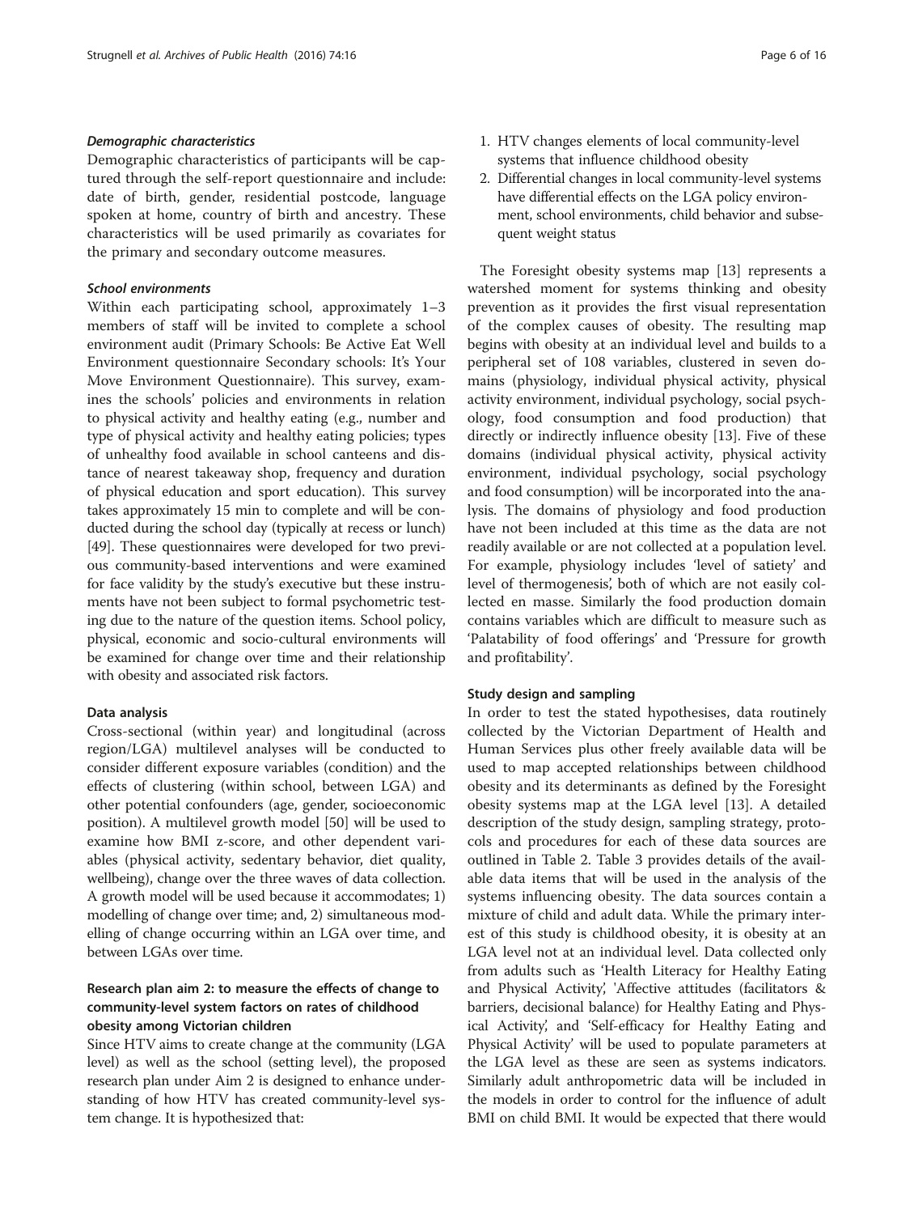#### *Demographic characteristics*

Demographic characteristics of participants will be captured through the self-report questionnaire and include: date of birth, gender, residential postcode, language spoken at home, country of birth and ancestry. These characteristics will be used primarily as covariates for the primary and secondary outcome measures.

#### *School environments*

Within each participating school, approximately 1–3 members of staff will be invited to complete a school environment audit (Primary Schools: Be Active Eat Well Environment questionnaire Secondary schools: It's Your Move Environment Questionnaire). This survey, examines the schools' policies and environments in relation to physical activity and healthy eating (e.g., number and type of physical activity and healthy eating policies; types of unhealthy food available in school canteens and distance of nearest takeaway shop, frequency and duration of physical education and sport education). This survey takes approximately 15 min to complete and will be conducted during the school day (typically at recess or lunch) [49]. These questionnaires were developed for two previous community-based interventions and were examined for face validity by the study's executive but these instruments have not been subject to formal psychometric testing due to the nature of the question items. School policy, physical, economic and socio-cultural environments will be examined for change over time and their relationship with obesity and associated risk factors.

#### Data analysis

Cross-sectional (within year) and longitudinal (across region/LGA) multilevel analyses will be conducted to consider different exposure variables (condition) and the effects of clustering (within school, between LGA) and other potential confounders (age, gender, socioeconomic position). A multilevel growth model [50] will be used to examine how BMI z-score, and other dependent variables (physical activity, sedentary behavior, diet quality, wellbeing), change over the three waves of data collection. A growth model will be used because it accommodates; 1) modelling of change over time; and, 2) simultaneous modelling of change occurring within an LGA over time, and between LGAs over time.

### Research plan aim 2: to measure the effects of change to community-level system factors on rates of childhood obesity among Victorian children

Since HTV aims to create change at the community (LGA level) as well as the school (setting level), the proposed research plan under Aim 2 is designed to enhance understanding of how HTV has created community-level system change. It is hypothesized that:

1. HTV changes elements of local community-level systems that influence childhood obesity
2. Differential changes in local community-level systems have differential effects on the LGA policy environment, school environments, child behavior and subsequent weight status

The Foresight obesity systems map [13] represents a watershed moment for systems thinking and obesity prevention as it provides the first visual representation of the complex causes of obesity. The resulting map begins with obesity at an individual level and builds to a peripheral set of 108 variables, clustered in seven domains (physiology, individual physical activity, physical activity environment, individual psychology, social psychology, food consumption and food production) that directly or indirectly influence obesity [13]. Five of these domains (individual physical activity, physical activity environment, individual psychology, social psychology and food consumption) will be incorporated into the analysis. The domains of physiology and food production have not been included at this time as the data are not readily available or are not collected at a population level. For example, physiology includes 'level of satiety' and level of thermogenesis', both of which are not easily collected en masse. Similarly the food production domain contains variables which are difficult to measure such as 'Palatability of food offerings' and 'Pressure for growth and profitability'.

#### Study design and sampling

In order to test the stated hypothesises, data routinely collected by the Victorian Department of Health and Human Services plus other freely available data will be used to map accepted relationships between childhood obesity and its determinants as defined by the Foresight obesity systems map at the LGA level [13]. A detailed description of the study design, sampling strategy, protocols and procedures for each of these data sources are outlined in Table 2. Table 3 provides details of the available data items that will be used in the analysis of the systems influencing obesity. The data sources contain a mixture of child and adult data. While the primary interest of this study is childhood obesity, it is obesity at an LGA level not at an individual level. Data collected only from adults such as 'Health Literacy for Healthy Eating and Physical Activity', 'Affective attitudes (facilitators & barriers, decisional balance) for Healthy Eating and Physical Activity', and 'Self-efficacy for Healthy Eating and Physical Activity' will be used to populate parameters at the LGA level as these are seen as systems indicators. Similarly adult anthropometric data will be included in the models in order to control for the influence of adult BMI on child BMI. It would be expected that there would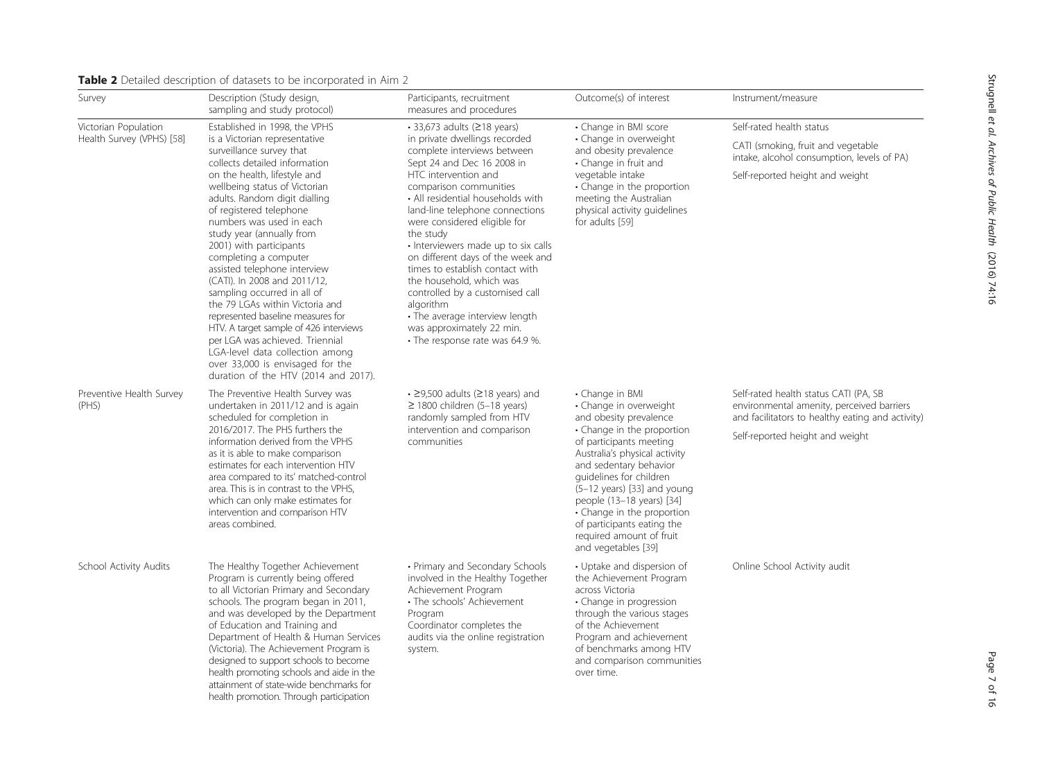**Table 2** Detailed description of datasets to be incorporated in Aim 2

| Survey | Description (Study design, sampling and study protocol) | Participants, recruitment measures and procedures | Outcome(s) of interest | Instrument/measure |
|---|---|---|---|---|
| Victorian Population Health Survey (VPHS) [58] | Established in 1998, the VPHS is a Victorian representative surveillance survey that collects detailed information on the health, lifestyle and wellbeing status of Victorian adults. Random digit dialling of registered telephone numbers was used in each study year (annually from 2001) with participants completing a computer assisted telephone interview (CATI). In 2008 and 2011/12, sampling occurred in all of the 79 LGAs within Victoria and represented baseline measures for HTV. A target sample of 426 interviews per LGA was achieved. Triennial LGA-level data collection among over 33,000 is envisaged for the duration of the HTV (2014 and 2017). | • 33,673 adults (≥18 years) in private dwellings recorded complete interviews between Sept 24 and Dec 16 2008 in HTC intervention and comparison communities<br>• All residential households with land-line telephone connections were considered eligible for the study<br>• Interviewers made up to six calls on different days of the week and times to establish contact with the household, which was controlled by a customised call algorithm<br>• The average interview length was approximately 22 min.<br>• The response rate was 64.9 %. | • Change in BMI score<br>• Change in overweight and obesity prevalence<br>• Change in fruit and vegetable intake<br>• Change in the proportion meeting the Australian physical activity guidelines for adults [59] | Self-rated health status<br><br>CATI (smoking, fruit and vegetable intake, alcohol consumption, levels of PA)<br><br>Self-reported height and weight |
| Preventive Health Survey (PHS) | The Preventive Health Survey was undertaken in 2011/12 and is again scheduled for completion in 2016/2017. The PHS furthers the information derived from the VPHS as it is able to make comparison estimates for each intervention HTV area compared to its' matched-control area. This is in contrast to the VPHS, which can only make estimates for intervention and comparison HTV areas combined. | • ≥9,500 adults (≥18 years) and ≥ 1800 children (5–18 years) randomly sampled from HTV intervention and comparison communities | • Change in BMI<br>• Change in overweight and obesity prevalence<br>• Change in the proportion of participants meeting Australia's physical activity and sedentary behavior guidelines for children (5–12 years) [33] and young people (13–18 years) [34]<br>• Change in the proportion of participants eating the required amount of fruit and vegetables [39] | Self-rated health status CATI (PA, SB environmental amenity, perceived barriers and facilitators to healthy eating and activity)<br><br>Self-reported height and weight |
| School Activity Audits | The Healthy Together Achievement Program is currently being offered to all Victorian Primary and Secondary schools. The program began in 2011, and was developed by the Department of Education and Training and Department of Health & Human Services (Victoria). The Achievement Program is designed to support schools to become health promoting schools and aide in the attainment of state-wide benchmarks for health promotion. Through participation | • Primary and Secondary Schools involved in the Healthy Together Achievement Program<br>• The schools' Achievement Program Coordinator completes the audits via the online registration system. | • Uptake and dispersion of the Achievement Program across Victoria<br>• Change in progression through the various stages of the Achievement Program and achievement of benchmarks among HTV and comparison communities over time. | Online School Activity audit |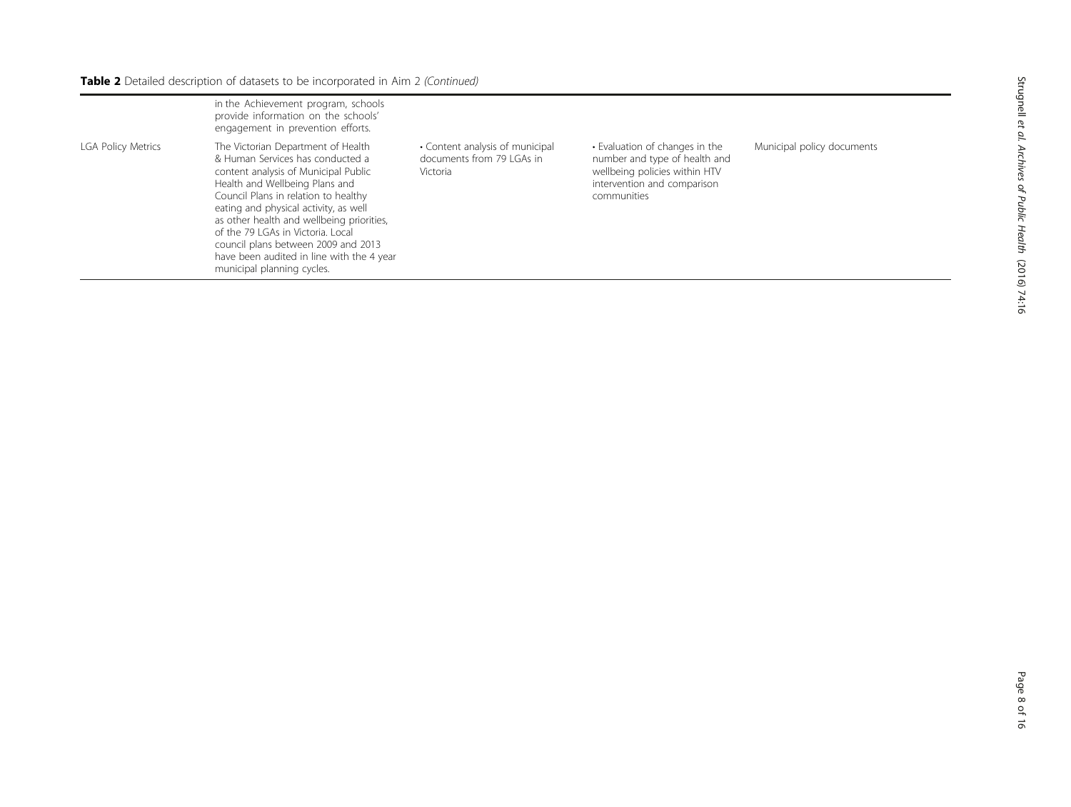**Table 2** Detailed description of datasets to be incorporated in Aim 2 *(Continued)*

| | | | | |
|---|---|---|---|---|
| | in the Achievement program, schools provide information on the schools' engagement in prevention efforts. | | | |
| LGA Policy Metrics | The Victorian Department of Health & Human Services has conducted a content analysis of Municipal Public Health and Wellbeing Plans and Council Plans in relation to healthy eating and physical activity, as well as other health and wellbeing priorities, of the 79 LGAs in Victoria. Local council plans between 2009 and 2013 have been audited in line with the 4 year municipal planning cycles. | • Content analysis of municipal documents from 79 LGAs in Victoria | • Evaluation of changes in the number and type of health and wellbeing policies within HTV intervention and comparison communities | Municipal policy documents |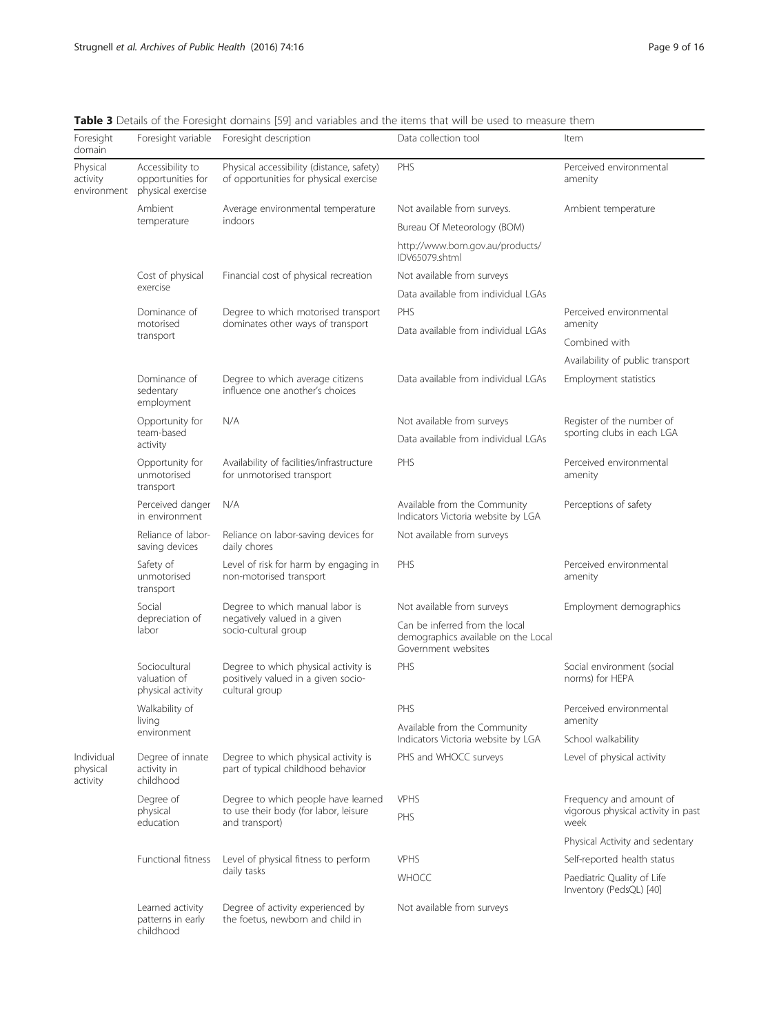**Table 3** Details of the Foresight domains [59] and variables and the items that will be used to measure them

| Foresight domain | Foresight variable | Foresight description | Data collection tool | Item |
|---|---|---|---|---|
| Physical activity environment | Accessibility to opportunities for physical exercise | Physical accessibility (distance, safety) of opportunities for physical exercise | PHS | Perceived environmental amenity |
| | Ambient temperature | Average environmental temperature indoors | Not available from surveys. Bureau Of Meteorology (BOM) http://www.bom.gov.au/products/IDV65079.shtml | Ambient temperature |
| | Cost of physical exercise | Financial cost of physical recreation | Not available from surveys Data available from individual LGAs | |
| | Dominance of motorised transport | Degree to which motorised transport dominates other ways of transport | PHS Data available from individual LGAs | Perceived environmental amenity Combined with Availability of public transport |
| | Dominance of sedentary employment | Degree to which average citizens influence one another's choices | Data available from individual LGAs | Employment statistics |
| | Opportunity for team-based activity | N/A | Not available from surveys Data available from individual LGAs | Register of the number of sporting clubs in each LGA |
| | Opportunity for unmotorised transport | Availability of facilities/infrastructure for unmotorised transport | PHS | Perceived environmental amenity |
| | Perceived danger in environment | N/A | Available from the Community Indicators Victoria website by LGA | Perceptions of safety |
| | Reliance of labor-saving devices | Reliance on labor-saving devices for daily chores | Not available from surveys | |
| | Safety of unmotorised transport | Level of risk for harm by engaging in non-motorised transport | PHS | Perceived environmental amenity |
| | Social depreciation of labor | Degree to which manual labor is negatively valued in a given socio-cultural group | Not available from surveys Can be inferred from the local demographics available on the Local Government websites | Employment demographics |
| | Sociocultural valuation of physical activity | Degree to which physical activity is positively valued in a given socio-cultural group | PHS | Social environment (social norms) for HEPA |
| | Walkability of living environment | | PHS Available from the Community Indicators Victoria website by LGA | Perceived environmental amenity School walkability |
| Individual physical activity | Degree of innate activity in childhood | Degree to which physical activity is part of typical childhood behavior | PHS and WHOCC surveys | Level of physical activity |
| | Degree of physical education | Degree to which people have learned to use their body (for labor, leisure and transport) | VPHS PHS | Frequency and amount of vigorous physical activity in past week Physical Activity and sedentary |
| | Functional fitness | Level of physical fitness to perform daily tasks | VPHS WHOCC | Self-reported health status Paediatric Quality of Life Inventory (PedsQL) [40] |
| | Learned activity patterns in early childhood | Degree of activity experienced by the foetus, newborn and child in | Not available from surveys | |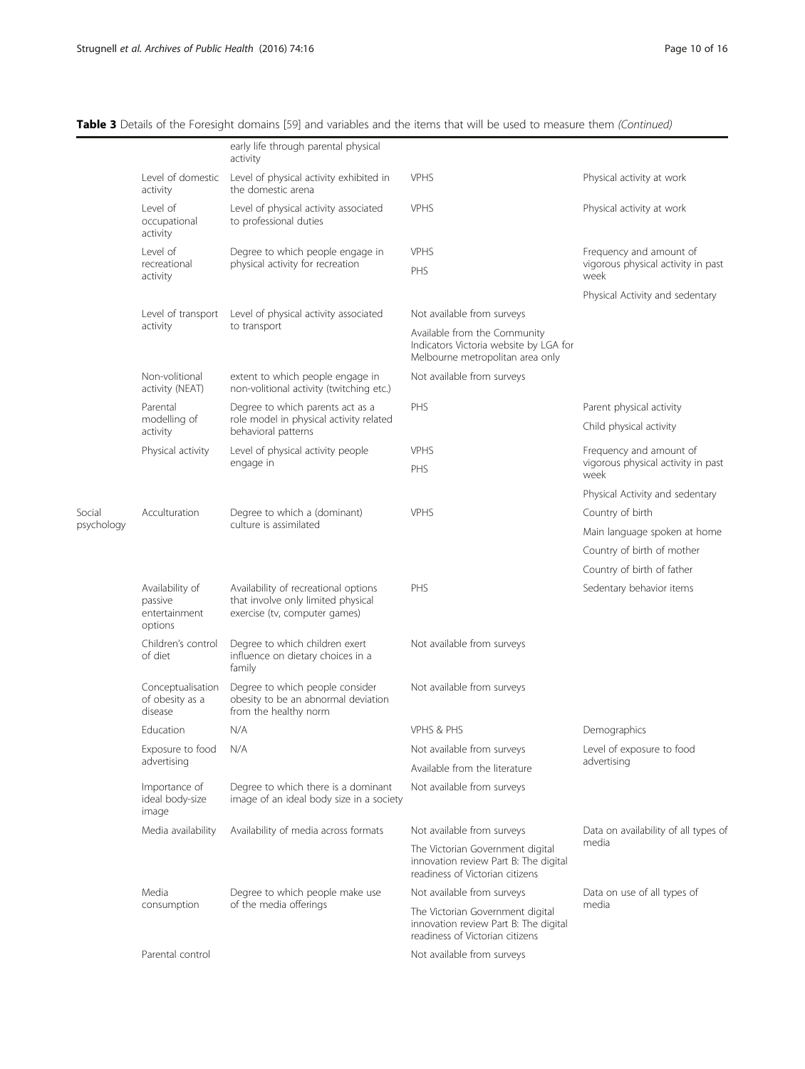**Table 3** Details of the Foresight domains [59] and variables and the items that will be used to measure them *(Continued)*

| | | early life through parental physical activity | | |
|---|---|---|---|---|
| | Level of domestic activity | Level of physical activity exhibited in the domestic arena | VPHS | Physical activity at work |
| | Level of occupational activity | Level of physical activity associated to professional duties | VPHS | Physical activity at work |
| | Level of recreational activity | Degree to which people engage in physical activity for recreation | VPHS | Frequency and amount of vigorous physical activity in past week |
| | | | PHS | Physical Activity and sedentary |
| | Level of transport activity | Level of physical activity associated to transport | Not available from surveys | |
| | | | Available from the Community Indicators Victoria website by LGA for Melbourne metropolitan area only | |
| | Non-volitional activity (NEAT) | extent to which people engage in non-volitional activity (twitching etc.) | Not available from surveys | |
| | Parental modelling of activity | Degree to which parents act as a role model in physical activity related behavioral patterns | PHS | Parent physical activity |
| | | | | Child physical activity |
| | Physical activity | Level of physical activity people engage in | VPHS | Frequency and amount of vigorous physical activity in past week |
| | | | PHS | Physical Activity and sedentary |
| Social psychology | Acculturation | Degree to which a (dominant) culture is assimilated | VPHS | Country of birth |
| | | | | Main language spoken at home |
| | | | | Country of birth of mother |
| | | | | Country of birth of father |
| | Availability of passive entertainment options | Availability of recreational options that involve only limited physical exercise (tv, computer games) | PHS | Sedentary behavior items |
| | Children's control of diet | Degree to which children exert influence on dietary choices in a family | Not available from surveys | |
| | Conceptualisation of obesity as a disease | Degree to which people consider obesity to be an abnormal deviation from the healthy norm | Not available from surveys | |
| | Education | N/A | VPHS & PHS | Demographics |
| | Exposure to food advertising | N/A | Not available from surveys | Level of exposure to food advertising |
| | | | Available from the literature | |
| | Importance of ideal body-size image | Degree to which there is a dominant image of an ideal body size in a society | Not available from surveys | |
| | Media availability | Availability of media across formats | Not available from surveys | Data on availability of all types of media |
| | | | The Victorian Government digital innovation review Part B: The digital readiness of Victorian citizens | |
| | Media consumption | Degree to which people make use of the media offerings | Not available from surveys | Data on use of all types of media |
| | | | The Victorian Government digital innovation review Part B: The digital readiness of Victorian citizens | |
| | Parental control | | Not available from surveys | |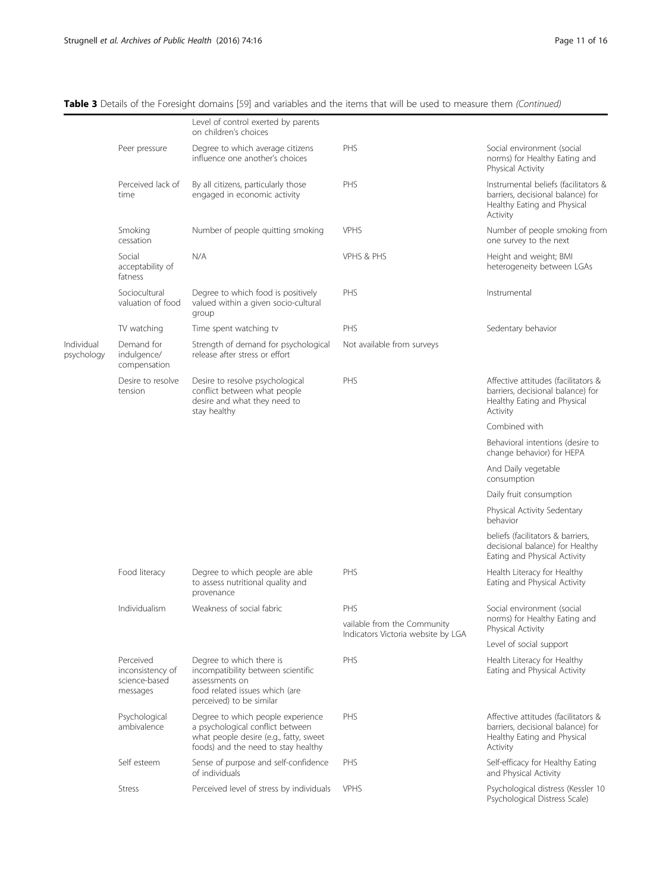**Table 3** Details of the Foresight domains [59] and variables and the items that will be used to measure them *(Continued)*

| | | | | |
|---|---|---|---|---|
| | | Level of control exerted by parents on children's choices | | |
| | Peer pressure | Degree to which average citizens influence one another's choices | PHS | Social environment (social norms) for Healthy Eating and Physical Activity |
| | Perceived lack of time | By all citizens, particularly those engaged in economic activity | PHS | Instrumental beliefs (facilitators & barriers, decisional balance) for Healthy Eating and Physical Activity |
| | Smoking cessation | Number of people quitting smoking | VPHS | Number of people smoking from one survey to the next |
| | Social acceptability of fatness | N/A | VPHS & PHS | Height and weight; BMI heterogeneity between LGAs |
| | Sociocultural valuation of food | Degree to which food is positively valued within a given socio-cultural group | PHS | Instrumental |
| | TV watching | Time spent watching tv | PHS | Sedentary behavior |
| Individual psychology | Demand for indulgence/ compensation | Strength of demand for psychological release after stress or effort | Not available from surveys | |
| | Desire to resolve tension | Desire to resolve psychological conflict between what people desire and what they need to stay healthy | PHS | Affective attitudes (facilitators & barriers, decisional balance) for Healthy Eating and Physical Activity |
| | | | | Combined with |
| | | | | Behavioral intentions (desire to change behavior) for HEPA |
| | | | | And Daily vegetable consumption |
| | | | | Daily fruit consumption |
| | | | | Physical Activity Sedentary behavior |
| | | | | beliefs (facilitators & barriers, decisional balance) for Healthy Eating and Physical Activity |
| | Food literacy | Degree to which people are able to assess nutritional quality and provenance | PHS | Health Literacy for Healthy Eating and Physical Activity |
| | Individualism | Weakness of social fabric | PHS | Social environment (social norms) for Healthy Eating and Physical Activity |
| | | | vailable from the Community Indicators Victoria website by LGA | Level of social support |
| | Perceived inconsistency of science-based messages | Degree to which there is incompatibility between scientific assessments on food related issues which (are perceived) to be similar | PHS | Health Literacy for Healthy Eating and Physical Activity |
| | Psychological ambivalence | Degree to which people experience a psychological conflict between what people desire (e.g., fatty, sweet foods) and the need to stay healthy | PHS | Affective attitudes (facilitators & barriers, decisional balance) for Healthy Eating and Physical Activity |
| | Self esteem | Sense of purpose and self-confidence of individuals | PHS | Self-efficacy for Healthy Eating and Physical Activity |
| | Stress | Perceived level of stress by individuals | VPHS | Psychological distress (Kessler 10 Psychological Distress Scale) |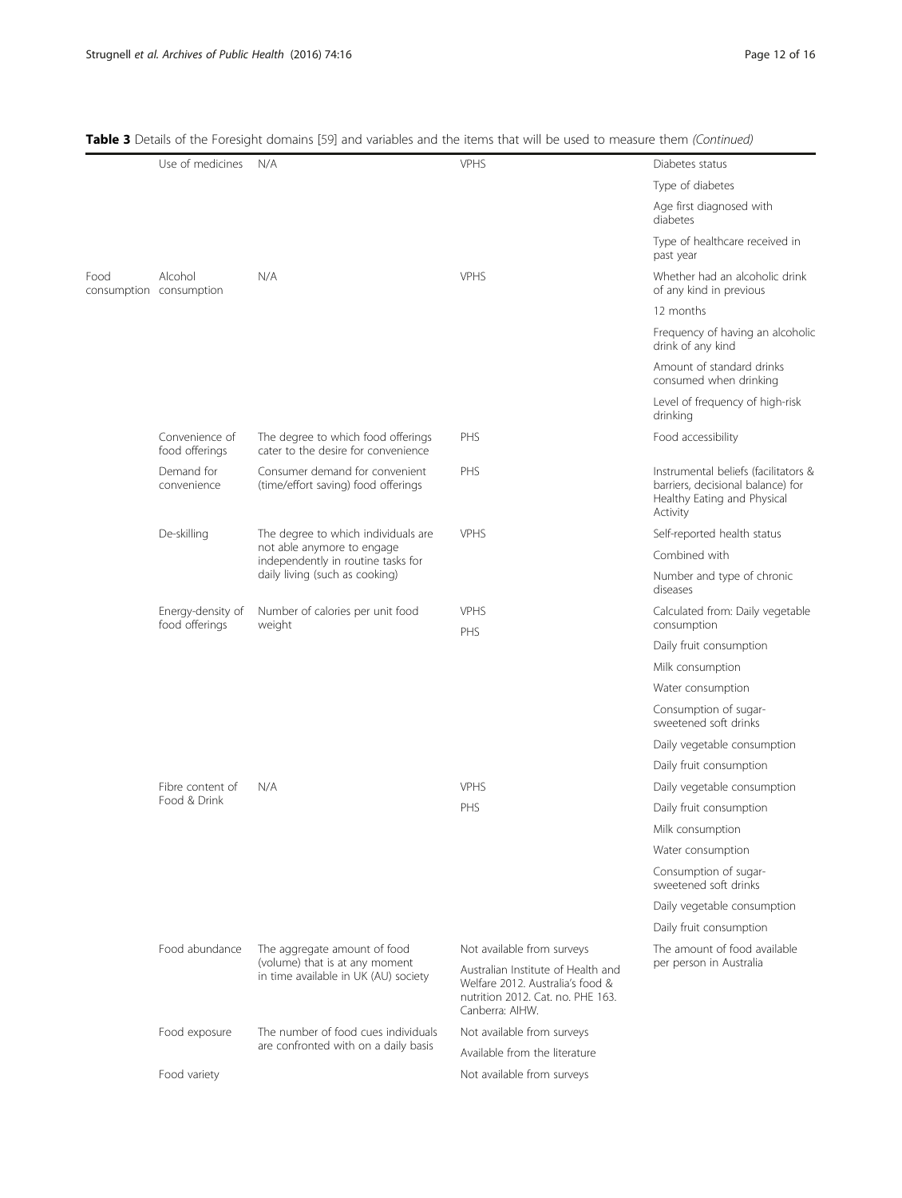**Table 3** Details of the Foresight domains [59] and variables and the items that will be used to measure them *(Continued)*

| | | | | |
|---|---|---|---|---|
| | Use of medicines | N/A | VPHS | Diabetes status |
| | | | | Type of diabetes |
| | | | | Age first diagnosed with diabetes |
| | | | | Type of healthcare received in past year |
| Food consumption | Alcohol consumption | N/A | VPHS | Whether had an alcoholic drink of any kind in previous |
| | | | | 12 months |
| | | | | Frequency of having an alcoholic drink of any kind |
| | | | | Amount of standard drinks consumed when drinking |
| | | | | Level of frequency of high-risk drinking |
| | Convenience of food offerings | The degree to which food offerings cater to the desire for convenience | PHS | Food accessibility |
| | Demand for convenience | Consumer demand for convenient (time/effort saving) food offerings | PHS | Instrumental beliefs (facilitators & barriers, decisional balance) for Healthy Eating and Physical Activity |
| | De-skilling | The degree to which individuals are not able anymore to engage independently in routine tasks for daily living (such as cooking) | VPHS | Self-reported health status |
| | | | | Combined with |
| | | | | Number and type of chronic diseases |
| | Energy-density of food offerings | Number of calories per unit food weight | VPHS | Calculated from: Daily vegetable consumption |
| | | | PHS | Daily fruit consumption |
| | | | | Milk consumption |
| | | | | Water consumption |
| | | | | Consumption of sugar-sweetened soft drinks |
| | | | | Daily vegetable consumption |
| | | | | Daily fruit consumption |
| | Fibre content of Food & Drink | N/A | VPHS | Daily vegetable consumption |
| | | | PHS | Daily fruit consumption |
| | | | | Milk consumption |
| | | | | Water consumption |
| | | | | Consumption of sugar-sweetened soft drinks |
| | | | | Daily vegetable consumption |
| | | | | Daily fruit consumption |
| | Food abundance | The aggregate amount of food (volume) that is at any moment in time available in UK (AU) society | Not available from surveys | The amount of food available per person in Australia |
| | | | Australian Institute of Health and Welfare 2012. Australia's food & nutrition 2012. Cat. no. PHE 163. Canberra: AIHW. | |
| | Food exposure | The number of food cues individuals are confronted with on a daily basis | Not available from surveys | |
| | | | Available from the literature | |
| | Food variety | | Not available from surveys | |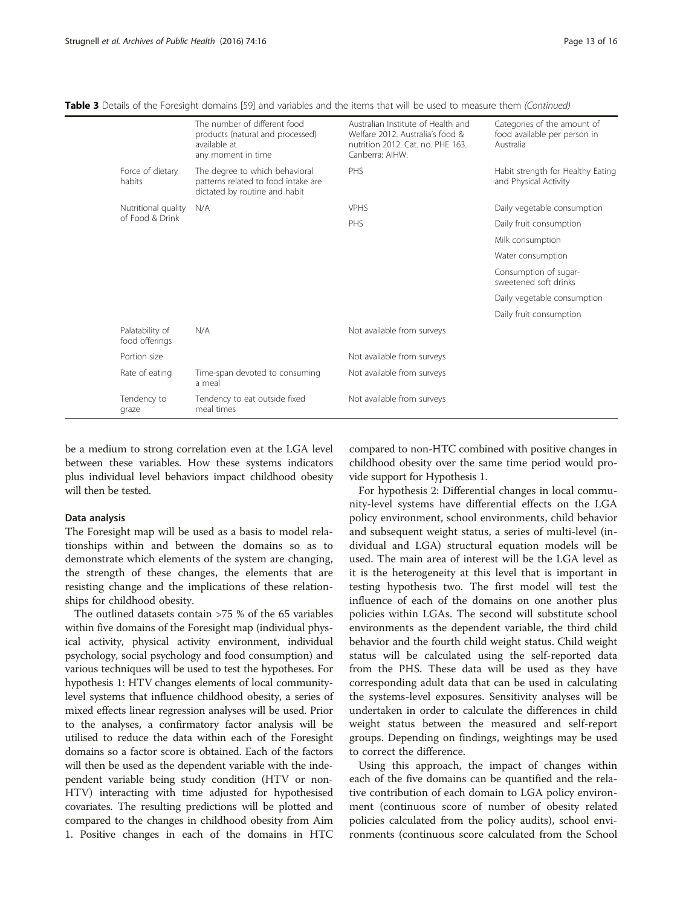**Table 3** Details of the Foresight domains [59] and variables and the items that will be used to measure them *(Continued)*

| | | | |
|---|---|---|---|
| | The number of different food products (natural and processed) available at any moment in time | Australian Institute of Health and Welfare 2012. Australia's food & nutrition 2012. Cat. no. PHE 163. Canberra: AIHW. | Categories of the amount of food available per person in Australia |
| Force of dietary habits | The degree to which behavioral patterns related to food intake are dictated by routine and habit | PHS | Habit strength for Healthy Eating and Physical Activity |
| Nutritional quality of Food & Drink | N/A | VPHS | Daily vegetable consumption |
| | | PHS | Daily fruit consumption |
| | | | Milk consumption |
| | | | Water consumption |
| | | | Consumption of sugar-sweetened soft drinks |
| | | | Daily vegetable consumption |
| | | | Daily fruit consumption |
| Palatability of food offerings | N/A | Not available from surveys | |
| Portion size | | Not available from surveys | |
| Rate of eating | Time-span devoted to consuming a meal | Not available from surveys | |
| Tendency to graze | Tendency to eat outside fixed meal times | Not available from surveys | |

be a medium to strong correlation even at the LGA level between these variables. How these systems indicators plus individual level behaviors impact childhood obesity will then be tested.

### Data analysis

The Foresight map will be used as a basis to model relationships within and between the domains so as to demonstrate which elements of the system are changing, the strength of these changes, the elements that are resisting change and the implications of these relationships for childhood obesity.

The outlined datasets contain >75 % of the 65 variables within five domains of the Foresight map (individual physical activity, physical activity environment, individual psychology, social psychology and food consumption) and various techniques will be used to test the hypotheses. For hypothesis 1: HTV changes elements of local community-level systems that influence childhood obesity, a series of mixed effects linear regression analyses will be used. Prior to the analyses, a confirmatory factor analysis will be utilised to reduce the data within each of the Foresight domains so a factor score is obtained. Each of the factors will then be used as the dependent variable with the independent variable being study condition (HTV or non-HTV) interacting with time adjusted for hypothesised covariates. The resulting predictions will be plotted and compared to the changes in childhood obesity from Aim 1. Positive changes in each of the domains in HTC compared to non-HTC combined with positive changes in childhood obesity over the same time period would provide support for Hypothesis 1.

For hypothesis 2: Differential changes in local community-level systems have differential effects on the LGA policy environment, school environments, child behavior and subsequent weight status, a series of multi-level (individual and LGA) structural equation models will be used. The main area of interest will be the LGA level as it is the heterogeneity at this level that is important in testing hypothesis two. The first model will test the influence of each of the domains on one another plus policies within LGAs. The second will substitute school environments as the dependent variable, the third child behavior and the fourth child weight status. Child weight status will be calculated using the self-reported data from the PHS. These data will be used as they have corresponding adult data that can be used in calculating the systems-level exposures. Sensitivity analyses will be undertaken in order to calculate the differences in child weight status between the measured and self-report groups. Depending on findings, weightings may be used to correct the difference.

Using this approach, the impact of changes within each of the five domains can be quantified and the relative contribution of each domain to LGA policy environment (continuous score of number of obesity related policies calculated from the policy audits), school environments (continuous score calculated from the School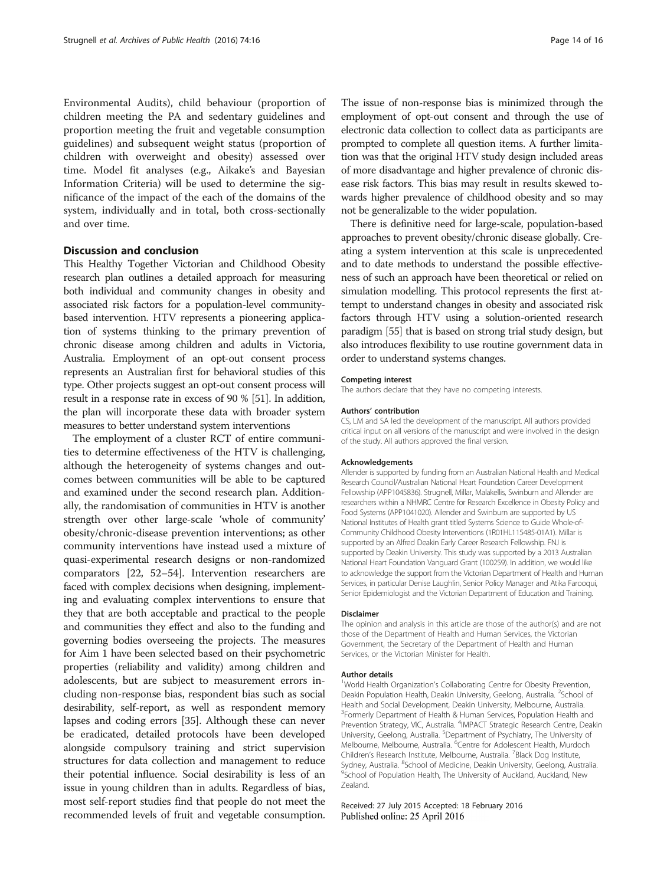Environmental Audits), child behaviour (proportion of children meeting the PA and sedentary guidelines and proportion meeting the fruit and vegetable consumption guidelines) and subsequent weight status (proportion of children with overweight and obesity) assessed over time. Model fit analyses (e.g., Aikake's and Bayesian Information Criteria) will be used to determine the significance of the impact of the each of the domains of the system, individually and in total, both cross-sectionally and over time.

## Discussion and conclusion

This Healthy Together Victorian and Childhood Obesity research plan outlines a detailed approach for measuring both individual and community changes in obesity and associated risk factors for a population-level community-based intervention. HTV represents a pioneering application of systems thinking to the primary prevention of chronic disease among children and adults in Victoria, Australia. Employment of an opt-out consent process represents an Australian first for behavioral studies of this type. Other projects suggest an opt-out consent process will result in a response rate in excess of 90 % [51]. In addition, the plan will incorporate these data with broader system measures to better understand system interventions

The employment of a cluster RCT of entire communities to determine effectiveness of the HTV is challenging, although the heterogeneity of systems changes and outcomes between communities will be able to be captured and examined under the second research plan. Additionally, the randomisation of communities in HTV is another strength over other large-scale 'whole of community' obesity/chronic-disease prevention interventions; as other community interventions have instead used a mixture of quasi-experimental research designs or non-randomized comparators [22, 52–54]. Intervention researchers are faced with complex decisions when designing, implementing and evaluating complex interventions to ensure that they that are both acceptable and practical to the people and communities they effect and also to the funding and governing bodies overseeing the projects. The measures for Aim 1 have been selected based on their psychometric properties (reliability and validity) among children and adolescents, but are subject to measurement errors including non-response bias, respondent bias such as social desirability, self-report, as well as respondent memory lapses and coding errors [35]. Although these can never be eradicated, detailed protocols have been developed alongside compulsory training and strict supervision structures for data collection and management to reduce their potential influence. Social desirability is less of an issue in young children than in adults. Regardless of bias, most self-report studies find that people do not meet the recommended levels of fruit and vegetable consumption. The issue of non-response bias is minimized through the employment of opt-out consent and through the use of electronic data collection to collect data as participants are prompted to complete all question items. A further limitation was that the original HTV study design included areas of more disadvantage and higher prevalence of chronic disease risk factors. This bias may result in results skewed towards higher prevalence of childhood obesity and so may not be generalizable to the wider population.

There is definitive need for large-scale, population-based approaches to prevent obesity/chronic disease globally. Creating a system intervention at this scale is unprecedented and to date methods to understand the possible effectiveness of such an approach have been theoretical or relied on simulation modelling. This protocol represents the first attempt to understand changes in obesity and associated risk factors through HTV using a solution-oriented research paradigm [55] that is based on strong trial study design, but also introduces flexibility to use routine government data in order to understand systems changes.

#### Competing interest

The authors declare that they have no competing interests.

#### Authors' contribution

CS, LM and SA led the development of the manuscript. All authors provided critical input on all versions of the manuscript and were involved in the design of the study. All authors approved the final version.

#### Acknowledgements

Allender is supported by funding from an Australian National Health and Medical Research Council/Australian National Heart Foundation Career Development Fellowship (APP1045836). Strugnell, Millar, Malakellis, Swinburn and Allender are researchers within a NHMRC Centre for Research Excellence in Obesity Policy and Food Systems (APP1041020). Allender and Swinburn are supported by US National Institutes of Health grant titled Systems Science to Guide Whole-of-Community Childhood Obesity Interventions (1R01HL115485-01A1). Millar is supported by an Alfred Deakin Early Career Research Fellowship. FNJ is supported by Deakin University. This study was supported by a 2013 Australian National Heart Foundation Vanguard Grant (100259). In addition, we would like to acknowledge the support from the Victorian Department of Health and Human Services, in particular Denise Laughlin, Senior Policy Manager and Atika Farooqui, Senior Epidemiologist and the Victorian Department of Education and Training.

#### Disclaimer

The opinion and analysis in this article are those of the author(s) and are not those of the Department of Health and Human Services, the Victorian Government, the Secretary of the Department of Health and Human Services, or the Victorian Minister for Health.

#### Author details

[1]World Health Organization's Collaborating Centre for Obesity Prevention, Deakin Population Health, Deakin University, Geelong, Australia. [2]School of Health and Social Development, Deakin University, Melbourne, Australia. [3]Formerly Department of Health & Human Services, Population Health and Prevention Strategy, VIC, Australia. [4]IMPACT Strategic Research Centre, Deakin University, Geelong, Australia. [5]Department of Psychiatry, The University of Melbourne, Melbourne, Australia. [6]Centre for Adolescent Health, Murdoch Children's Research Institute, Melbourne, Australia. [7]Black Dog Institute, Sydney, Australia. [8]School of Medicine, Deakin University, Geelong, Australia. [9]School of Population Health, The University of Auckland, Auckland, New Zealand.

Received: 27 July 2015 Accepted: 18 February 2016
Published online: 25 April 2016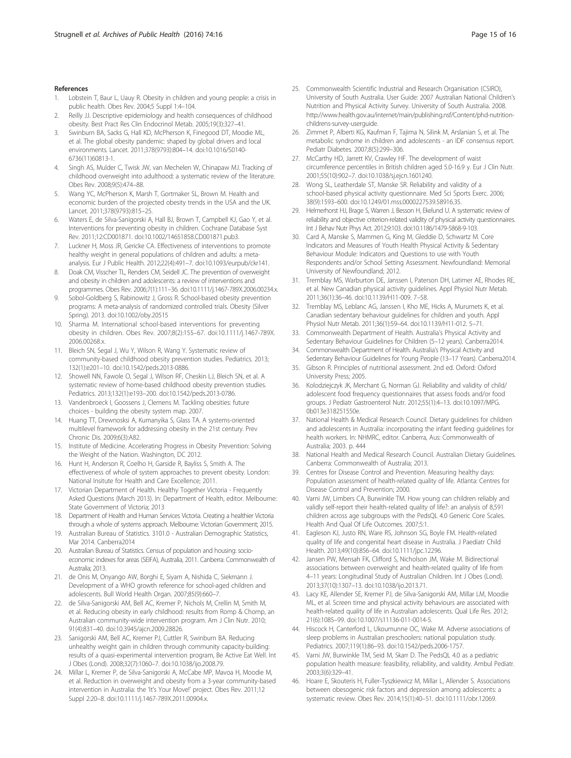## References

1. Lobstein T, Baur L, Uauy R. Obesity in children and young people: a crisis in public health. Obes Rev. 2004;5 Suppl 1:4–104.
2. Reilly JJ. Descriptive epidemiology and health consequences of childhood obesity. Best Pract Res Clin Endocrinol Metab. 2005;19(3):327–41.
3. Swinburn BA, Sacks G, Hall KD, McPherson K, Finegood DT, Moodie ML, et al. The global obesity pandemic: shaped by global drivers and local environments. Lancet. 2011;378(9793):804–14. doi:10.1016/S0140-6736(11)60813-1.
4. Singh AS, Mulder C, Twisk JW, van Mechelen W, Chinapaw MJ. Tracking of childhood overweight into adulthood: a systematic review of the literature. Obes Rev. 2008;9(5):474–88.
5. Wang YC, McPherson K, Marsh T, Gortmaker SL, Brown M. Health and economic burden of the projected obesity trends in the USA and the UK. Lancet. 2011;378(9793):815–25.
6. Waters E, de Silva-Sanigorski A, Hall BJ, Brown T, Campbell KJ, Gao Y, et al. Interventions for preventing obesity in children. Cochrane Database Syst Rev. 2011;12:CD001871. doi:10.1002/14651858.CD001871.pub3.
7. Luckner H, Moss JR, Gericke CA. Effectiveness of interventions to promote healthy weight in general populations of children and adults: a meta-analysis. Eur J Public Health. 2012;22(4):491–7. doi:10.1093/eurpub/ckr141.
8. Doak CM, Visscher TL, Renders CM, Seidell JC. The prevention of overweight and obesity in children and adolescents: a review of interventions and programmes. Obes Rev. 2006;7(1):111–36. doi:10.1111/j.1467-789X.2006.00234.x.
9. Sobol-Goldberg S, Rabinowitz J, Gross R. School-based obesity prevention programs: A meta-analysis of randomized controlled trials. Obesity (Silver Spring). 2013. doi:10.1002/oby.20515
10. Sharma M. International school-based interventions for preventing obesity in children. Obes Rev. 2007;8(2):155–67. doi:10.1111/j.1467-789X.2006.00268.x.
11. Bleich SN, Segal J, Wu Y, Wilson R, Wang Y. Systematic review of community-based childhood obesity prevention studies. Pediatrics. 2013;132(1):e201–10. doi:10.1542/peds.2013-0886.
12. Showell NN, Fawole O, Segal J, Wilson RF, Cheskin LJ, Bleich SN, et al. A systematic review of home-based childhood obesity prevention studies. Pediatrics. 2013;132(1):e193–200. doi:10.1542/peds.2013-0786.
13. Vandenbroeck I, Goossens J, Clemens M. Tackling obesities: future choices - building the obesity system map. 2007.
14. Huang TT, Drewnosksi A, Kumanyika S, Glass TA. A systems-oriented multilevel framework for addressing obesity in the 21st century. Prev Chronic Dis. 2009;6(3):A82.
15. Institute of Medicine. Accelerating Progress in Obesity Prevention: Solving the Weight of the Nation. Washington, DC 2012.
16. Hunt H, Anderson R, Coelho H, Garside R, Bayliss S, Smith A. The effectiveness of whole of system approaches to prevent obesity. London: National Insitute for Health and Care Excellence; 2011.
17. Victorian Department of Health. Healthy Together Victoria - Frequently Asked Questions (March 2013). In: Department of Health, editor. Melbourne: State Government of Victoria; 2013
18. Department of Health and Human Services Victoria. Creating a healthier Victoria through a whole of systems approach. Melbourne: Victorian Government; 2015.
19. Australian Bureau of Statistics. 3101.0 - Australian Demographic Statistics, Mar 2014. Canberra2014
20. Australian Bureau of Statistics. Census of population and housing: socio-economic indexes for areas (SEIFA), Australia, 2011. Canberra: Commonwealth of Australia; 2013.
21. de Onis M, Onyango AW, Borghi E, Siyam A, Nishida C, Siekmann J. Development of a WHO growth reference for school-aged children and adolescents. Bull World Health Organ. 2007;85(9):660–7.
22. de Silva-Sanigorski AM, Bell AC, Kremer P, Nichols M, Crellin M, Smith M, et al. Reducing obesity in early childhood: results from Romp & Chomp, an Australian community-wide intervention program. Am J Clin Nutr. 2010;91(4):831–40. doi:10.3945/ajcn.2009.28826.
23. Sanigorski AM, Bell AC, Kremer PJ, Cuttler R, Swinburn BA. Reducing unhealthy weight gain in children through community capacity-building: results of a quasi-experimental intervention program, Be Active Eat Well. Int J Obes (Lond). 2008;32(7):1060–7. doi:10.1038/ijo.2008.79.
24. Millar L, Kremer P, de Silva-Sanigorski A, McCabe MP, Mavoa H, Moodie M, et al. Reduction in overweight and obesity from a 3-year community-based intervention in Australia: the 'It's Your Move!' project. Obes Rev. 2011;12 Suppl 2:20–8. doi:10.1111/j.1467-789X.2011.00904.x.
25. Commonwealth Scientific Industrial and Research Organisation (CSIRO), University of South Australia. User Guide: 2007 Australian National Children's Nutrition and Physical Activity Survey. University of South Australia. 2008. http://www.health.gov.au/internet/main/publishing.nsf/Content/phd-nutrition-childrens-survey-userguide.
26. Zimmet P, Alberti KG, Kaufman F, Tajima N, Silink M, Arslanian S, et al. The metabolic syndrome in children and adolescents - an IDF consensus report. Pediatr Diabetes. 2007;8(5):299–306.
27. McCarthy HD, Jarrett KV, Crawley HF. The development of waist circumference percentiles in British children aged 5.0-16.9 y. Eur J Clin Nutr. 2001;55(10):902–7. doi:10.1038/sj.ejcn.1601240.
28. Wong SL, Leatherdale ST, Manske SR. Reliability and validity of a school-based physical activity questionnaire. Med Sci Sports Exerc. 2006;38(9):1593–600. doi:10.1249/01.mss.0000227539.58916.35.
29. Helmerhorst HJ, Brage S, Warren J, Besson H, Ekelund U. A systematic review of reliability and objective criterion-related validity of physical activity questionnaires. Int J Behav Nutr Phys Act. 2012;9:103. doi:10.1186/1479-5868-9-103.
30. Card A, Manske S, Mammen G, King M, Gleddie D, Schwartz M. Core Indicators and Measures of Youth Health Physical Activity & Sedentary Behaviour Module: Indicators and Questions to use with Youth Respondents and/or School Setting Assessment. Newfoundland: Memorial University of Newfoundland; 2012.
31. Tremblay MS, Warburton DE, Janssen I, Paterson DH, Latimer AE, Rhodes RE, et al. New Canadian physical activity guidelines. Appl Physiol Nutr Metab. 2011;36(1):36–46. doi:10.1139/H11-009. 7–58.
32. Tremblay MS, Leblanc AG, Janssen I, Kho ME, Hicks A, Murumets K, et al. Canadian sedentary behaviour guidelines for children and youth. Appl Physiol Nutr Metab. 2011;36(1):59–64. doi:10.1139/H11-012. 5–71.
33. Commonwealth Department of Health. Australia's Physical Activity and Sedentary Behaviour Guidelines for Children (5–12 years). Canberra2014.
34. Commonwealth Department of Health. Australia's Physical Activity and Sedentary Behaviour Guidelines for Young People (13–17 Years). Canberra2014.
35. Gibson R. Principles of nutritional assessment. 2nd ed. Oxford: Oxford University Press; 2005.
36. Kolodziejczyk JK, Merchant G, Norman GJ. Reliability and validity of child/adolescent food frequency questionnaires that assess foods and/or food groups. J Pediatr Gastroenterol Nutr. 2012;55(1):4–13. doi:10.1097/MPG.0b013e318251550e.
37. National Health & Medical Research Council. Dietary guidelines for children and adolescents in Australia: incorporating the infant feeding guidelines for health workers. In: NHMRC, editor. Canberra, Aus: Commonwealth of Australia; 2003. p. 444
38. National Health and Medical Research Council. Australian Dietary Guidelines. Canberra: Commonwealth of Australia; 2013.
39. Centres for Disease Control and Prevention. Measuring healthy days: Population assessment of health-related quality of life. Atlanta: Centres for Disease Control and Prevention; 2000.
40. Varni JW, Limbers CA, Burwinkle TM. How young can children reliably and validly self-report their health-related quality of life?: an analysis of 8,591 children across age subgroups with the PedsQL 4.0 Generic Core Scales. Health And Qual Of Life Outcomes. 2007;5:1.
41. Eagleson KJ, Justo RN, Ware RS, Johnson SG, Boyle FM. Health-related quality of life and congenital heart disease in Australia. J Paediatr Child Health. 2013;49(10):856–64. doi:10.1111/jpc.12296.
42. Jansen PW, Mensah FK, Clifford S, Nicholson JM, Wake M. Bidirectional associations between overweight and health-related quality of life from 4–11 years: Longitudinal Study of Australian Children. Int J Obes (Lond). 2013;37(10):1307–13. doi:10.1038/ijo.2013.71.
43. Lacy KE, Allender SE, Kremer PJ, de Silva-Sanigorski AM, Millar LM, Moodie ML, et al. Screen time and physical activity behaviours are associated with health-related quality of life in Australian adolescents. Qual Life Res. 2012;21(6):1085–99. doi:10.1007/s11136-011-0014-5.
44. Hiscock H, Canterford L, Ukoumunne OC, Wake M. Adverse associations of sleep problems in Australian preschoolers: national population study. Pediatrics. 2007;119(1):86–93. doi:10.1542/peds.2006-1757.
45. Varni JW, Burwinkle TM, Seid M, Skarr D. The PedsQL 4.0 as a pediatric population health measure: feasibility, reliability, and validity. Ambul Pediatr. 2003;3(6):329–41.
46. Hoare E, Skouteris H, Fuller-Tyszkiewicz M, Millar L, Allender S. Associations between obesogenic risk factors and depression among adolescents: a systematic review. Obes Rev. 2014;15(1):40–51. doi:10.1111/obr.12069.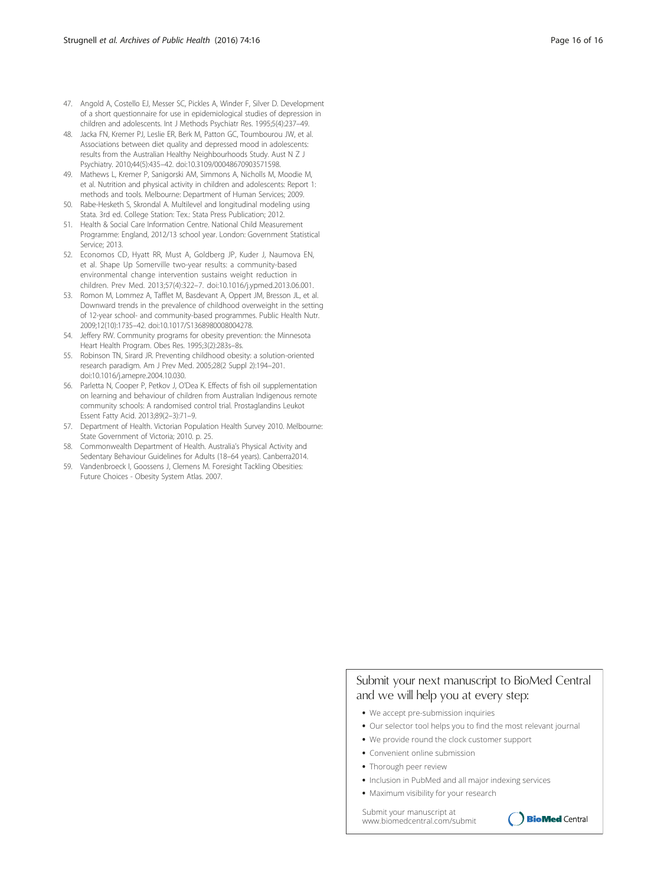47. Angold A, Costello EJ, Messer SC, Pickles A, Winder F, Silver D. Development of a short questionnaire for use in epidemiological studies of depression in children and adolescents. Int J Methods Psychiatr Res. 1995;5(4):237–49.
48. Jacka FN, Kremer PJ, Leslie ER, Berk M, Patton GC, Toumbourou JW, et al. Associations between diet quality and depressed mood in adolescents: results from the Australian Healthy Neighbourhoods Study. Aust N Z J Psychiatry. 2010;44(5):435–42. doi:10.3109/00048670903571598.
49. Mathews L, Kremer P, Sanigorski AM, Simmons A, Nicholls M, Moodie M, et al. Nutrition and physical activity in children and adolescents: Report 1: methods and tools. Melbourne: Department of Human Services; 2009.
50. Rabe-Hesketh S, Skrondal A. Multilevel and longitudinal modeling using Stata. 3rd ed. College Station: Tex.: Stata Press Publication; 2012.
51. Health & Social Care Information Centre. National Child Measurement Programme: England, 2012/13 school year. London: Government Statistical Service; 2013.
52. Economos CD, Hyatt RR, Must A, Goldberg JP, Kuder J, Naumova EN, et al. Shape Up Somerville two-year results: a community-based environmental change intervention sustains weight reduction in children. Prev Med. 2013;57(4):322–7. doi:10.1016/j.ypmed.2013.06.001.
53. Romon M, Lommez A, Tafflet M, Basdevant A, Oppert JM, Bresson JL, et al. Downward trends in the prevalence of childhood overweight in the setting of 12-year school- and community-based programmes. Public Health Nutr. 2009;12(10):1735–42. doi:10.1017/S1368980008004278.
54. Jeffery RW. Community programs for obesity prevention: the Minnesota Heart Health Program. Obes Res. 1995;3(2):283s–8s.
55. Robinson TN, Sirard JR. Preventing childhood obesity: a solution-oriented research paradigm. Am J Prev Med. 2005;28(2 Suppl 2):194–201. doi:10.1016/j.amepre.2004.10.030.
56. Parletta N, Cooper P, Petkov J, O'Dea K. Effects of fish oil supplementation on learning and behaviour of children from Australian Indigenous remote community schools: A randomised control trial. Prostaglandins Leukot Essent Fatty Acid. 2013;89(2–3):71–9.
57. Department of Health. Victorian Population Health Survey 2010. Melbourne: State Government of Victoria; 2010. p. 25.
58. Commonwealth Department of Health. Australia's Physical Activity and Sedentary Behaviour Guidelines for Adults (18–64 years). Canberra2014.
59. Vandenbroeck I, Goossens J, Clemens M. Foresight Tackling Obesities: Future Choices - Obesity System Atlas. 2007.

Submit your next manuscript to BioMed Central and we will help you at every step:

- We accept pre-submission inquiries
- Our selector tool helps you to find the most relevant journal
- We provide round the clock customer support
- Convenient online submission
- Thorough peer review
- Inclusion in PubMed and all major indexing services
- Maximum visibility for your research

Submit your manuscript at www.biomedcentral.com/submit

BioMed Central